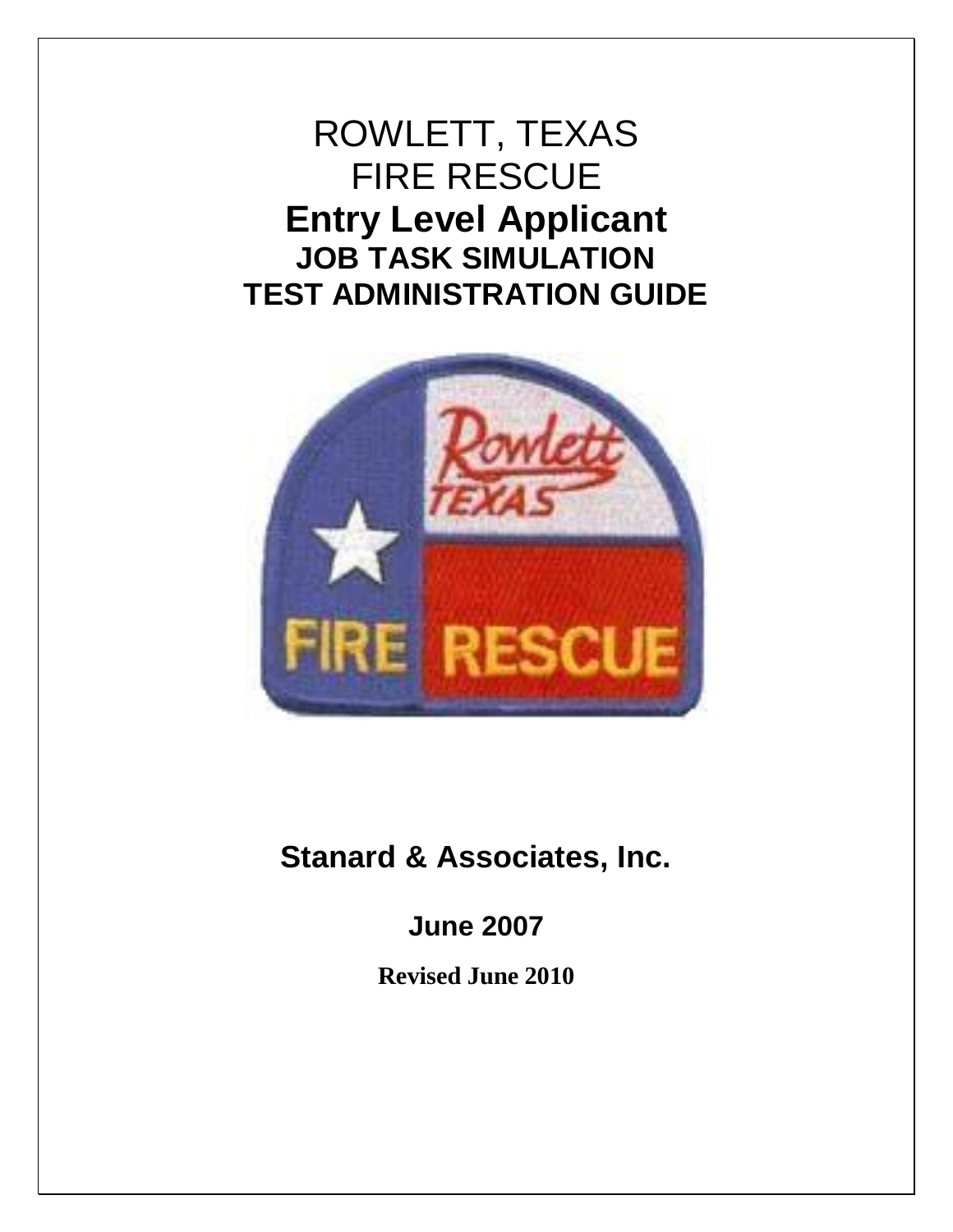# ROWLETT, TEXAS
# FIRE RESCUE
# **Entry Level Applicant**
## **JOB TASK SIMULATION**
## **TEST ADMINISTRATION GUIDE**

**Stanard & Associates, Inc.**

**June 2007**

**Revised June 2010**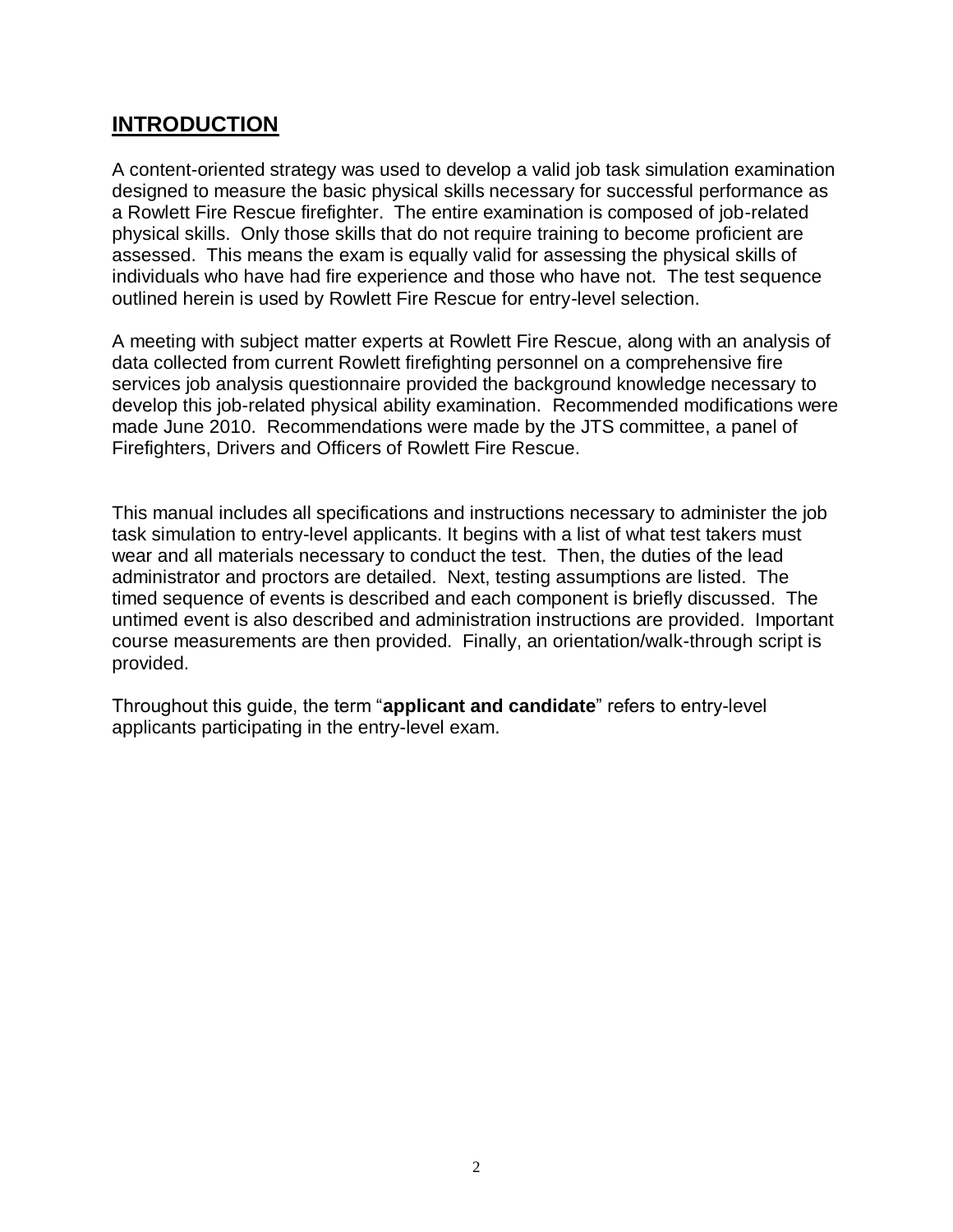## INTRODUCTION

A content-oriented strategy was used to develop a valid job task simulation examination designed to measure the basic physical skills necessary for successful performance as a Rowlett Fire Rescue firefighter. The entire examination is composed of job-related physical skills. Only those skills that do not require training to become proficient are assessed. This means the exam is equally valid for assessing the physical skills of individuals who have had fire experience and those who have not. The test sequence outlined herein is used by Rowlett Fire Rescue for entry-level selection.

A meeting with subject matter experts at Rowlett Fire Rescue, along with an analysis of data collected from current Rowlett firefighting personnel on a comprehensive fire services job analysis questionnaire provided the background knowledge necessary to develop this job-related physical ability examination. Recommended modifications were made June 2010. Recommendations were made by the JTS committee, a panel of Firefighters, Drivers and Officers of Rowlett Fire Rescue.

This manual includes all specifications and instructions necessary to administer the job task simulation to entry-level applicants. It begins with a list of what test takers must wear and all materials necessary to conduct the test. Then, the duties of the lead administrator and proctors are detailed. Next, testing assumptions are listed. The timed sequence of events is described and each component is briefly discussed. The untimed event is also described and administration instructions are provided. Important course measurements are then provided. Finally, an orientation/walk-through script is provided.

Throughout this guide, the term "**applicant and candidate**" refers to entry-level applicants participating in the entry-level exam.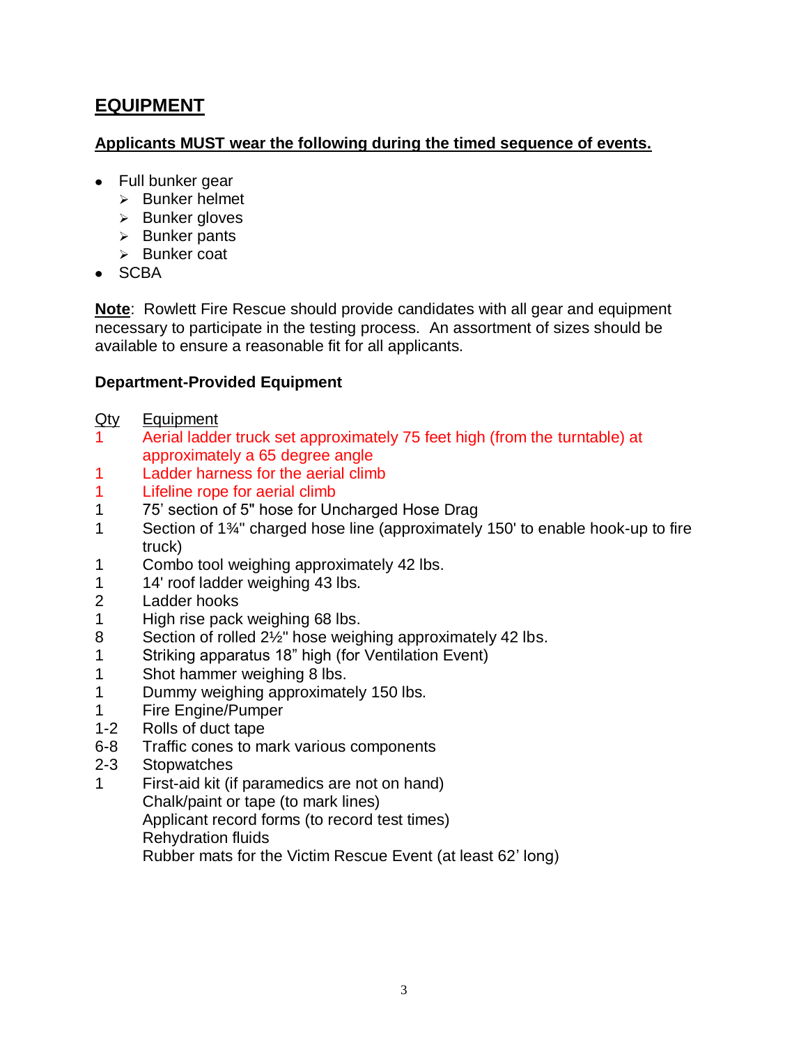## EQUIPMENT

**Applicants MUST wear the following during the timed sequence of events.**

- Full bunker gear
  - Bunker helmet
  - Bunker gloves
  - Bunker pants
  - Bunker coat
- SCBA

**Note**: Rowlett Fire Rescue should provide candidates with all gear and equipment necessary to participate in the testing process. An assortment of sizes should be available to ensure a reasonable fit for all applicants.

### Department-Provided Equipment

| Qty | Equipment |
|---|---|
| 1 | Aerial ladder truck set approximately 75 feet high (from the turntable) at approximately a 65 degree angle |
| 1 | Ladder harness for the aerial climb |
| 1 | Lifeline rope for aerial climb |
| 1 | 75' section of 5" hose for Uncharged Hose Drag |
| 1 | Section of 1¾" charged hose line (approximately 150' to enable hook-up to fire truck) |
| 1 | Combo tool weighing approximately 42 lbs. |
| 1 | 14' roof ladder weighing 43 lbs. |
| 2 | Ladder hooks |
| 1 | High rise pack weighing 68 lbs. |
| 8 | Section of rolled 2½" hose weighing approximately 42 lbs. |
| 1 | Striking apparatus 18" high (for Ventilation Event) |
| 1 | Shot hammer weighing 8 lbs. |
| 1 | Dummy weighing approximately 150 lbs. |
| 1 | Fire Engine/Pumper |
| 1-2 | Rolls of duct tape |
| 6-8 | Traffic cones to mark various components |
| 2-3 | Stopwatches |
| 1 | First-aid kit (if paramedics are not on hand) |
| | Chalk/paint or tape (to mark lines) |
| | Applicant record forms (to record test times) |
| | Rehydration fluids |
| | Rubber mats for the Victim Rescue Event (at least 62' long) |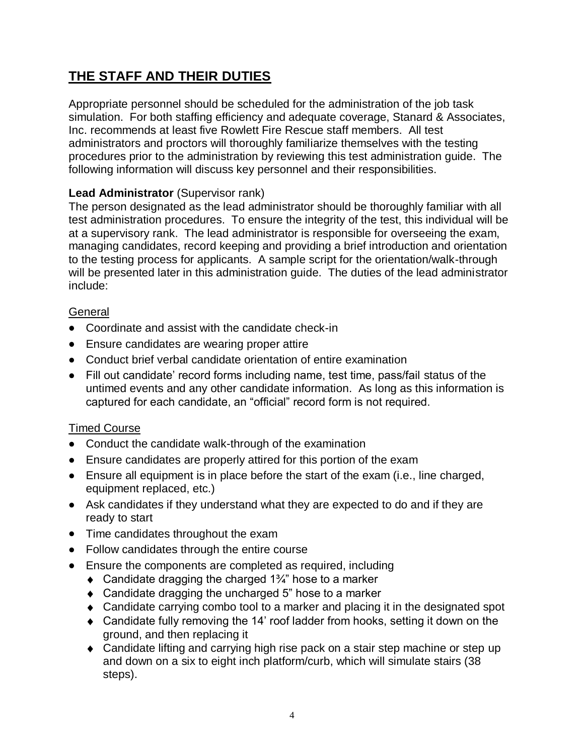## THE STAFF AND THEIR DUTIES

Appropriate personnel should be scheduled for the administration of the job task simulation. For both staffing efficiency and adequate coverage, Stanard & Associates, Inc. recommends at least five Rowlett Fire Rescue staff members. All test administrators and proctors will thoroughly familiarize themselves with the testing procedures prior to the administration by reviewing this test administration guide. The following information will discuss key personnel and their responsibilities.

**Lead Administrator** (Supervisor rank)
The person designated as the lead administrator should be thoroughly familiar with all test administration procedures. To ensure the integrity of the test, this individual will be at a supervisory rank. The lead administrator is responsible for overseeing the exam, managing candidates, record keeping and providing a brief introduction and orientation to the testing process for applicants. A sample script for the orientation/walk-through will be presented later in this administration guide. The duties of the lead administrator include:

General

- Coordinate and assist with the candidate check-in
- Ensure candidates are wearing proper attire
- Conduct brief verbal candidate orientation of entire examination
- Fill out candidate' record forms including name, test time, pass/fail status of the untimed events and any other candidate information. As long as this information is captured for each candidate, an "official" record form is not required.

Timed Course

- Conduct the candidate walk-through of the examination
- Ensure candidates are properly attired for this portion of the exam
- Ensure all equipment is in place before the start of the exam (i.e., line charged, equipment replaced, etc.)
- Ask candidates if they understand what they are expected to do and if they are ready to start
- Time candidates throughout the exam
- Follow candidates through the entire course
- Ensure the components are completed as required, including
  - Candidate dragging the charged 1¾" hose to a marker
  - Candidate dragging the uncharged 5" hose to a marker
  - Candidate carrying combo tool to a marker and placing it in the designated spot
  - Candidate fully removing the 14' roof ladder from hooks, setting it down on the ground, and then replacing it
  - Candidate lifting and carrying high rise pack on a stair step machine or step up and down on a six to eight inch platform/curb, which will simulate stairs (38 steps).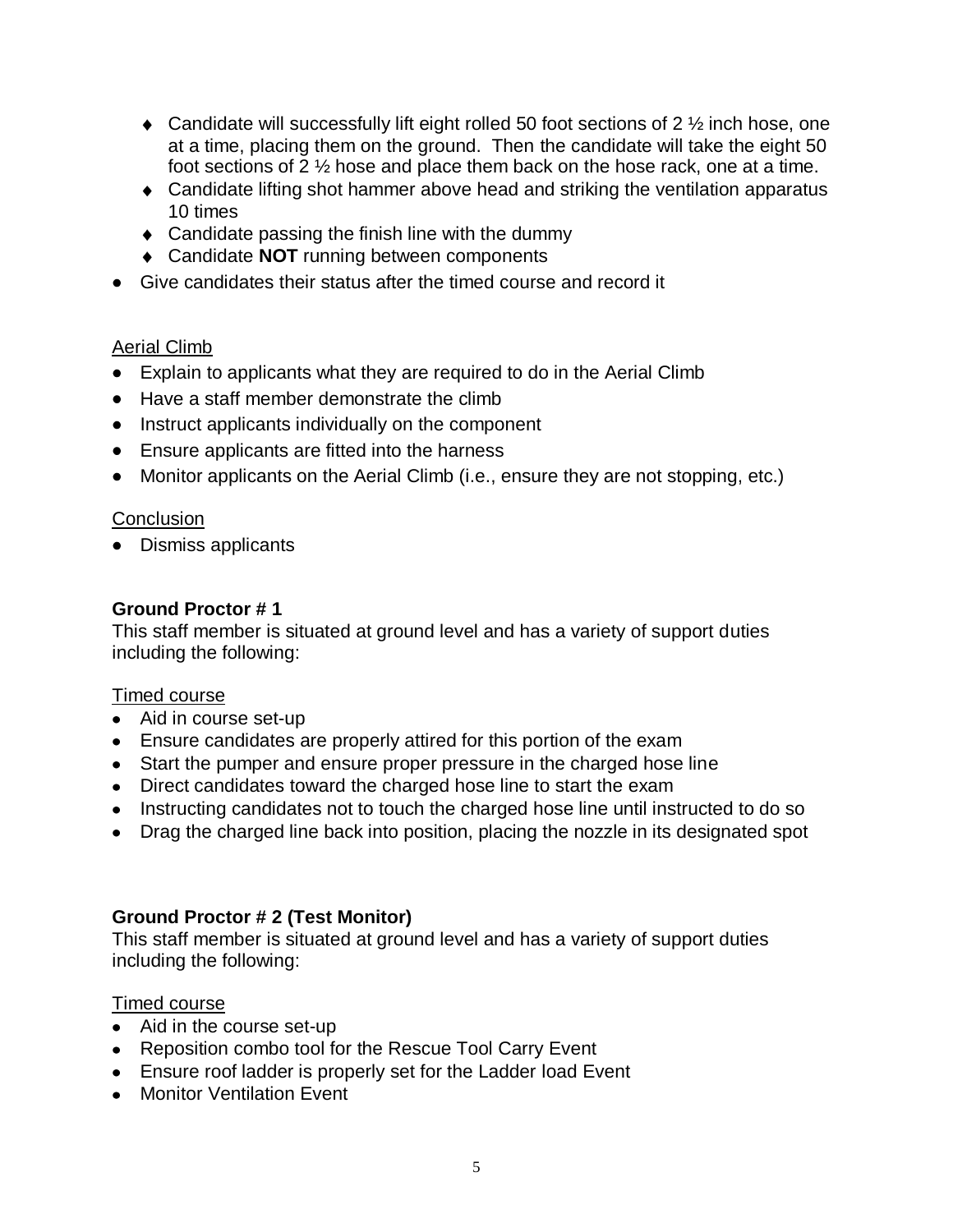- Candidate will successfully lift eight rolled 50 foot sections of 2 ½ inch hose, one at a time, placing them on the ground. Then the candidate will take the eight 50 foot sections of 2 ½ hose and place them back on the hose rack, one at a time.
  - Candidate lifting shot hammer above head and striking the ventilation apparatus 10 times
  - Candidate passing the finish line with the dummy
  - Candidate **NOT** running between components
- Give candidates their status after the timed course and record it

<u>Aerial Climb</u>

- Explain to applicants what they are required to do in the Aerial Climb
- Have a staff member demonstrate the climb
- Instruct applicants individually on the component
- Ensure applicants are fitted into the harness
- Monitor applicants on the Aerial Climb (i.e., ensure they are not stopping, etc.)

<u>Conclusion</u>

- Dismiss applicants

**Ground Proctor # 1**

This staff member is situated at ground level and has a variety of support duties including the following:

<u>Timed course</u>

- Aid in course set-up
- Ensure candidates are properly attired for this portion of the exam
- Start the pumper and ensure proper pressure in the charged hose line
- Direct candidates toward the charged hose line to start the exam
- Instructing candidates not to touch the charged hose line until instructed to do so
- Drag the charged line back into position, placing the nozzle in its designated spot

**Ground Proctor # 2 (Test Monitor)**

This staff member is situated at ground level and has a variety of support duties including the following:

<u>Timed course</u>

- Aid in the course set-up
- Reposition combo tool for the Rescue Tool Carry Event
- Ensure roof ladder is properly set for the Ladder load Event
- Monitor Ventilation Event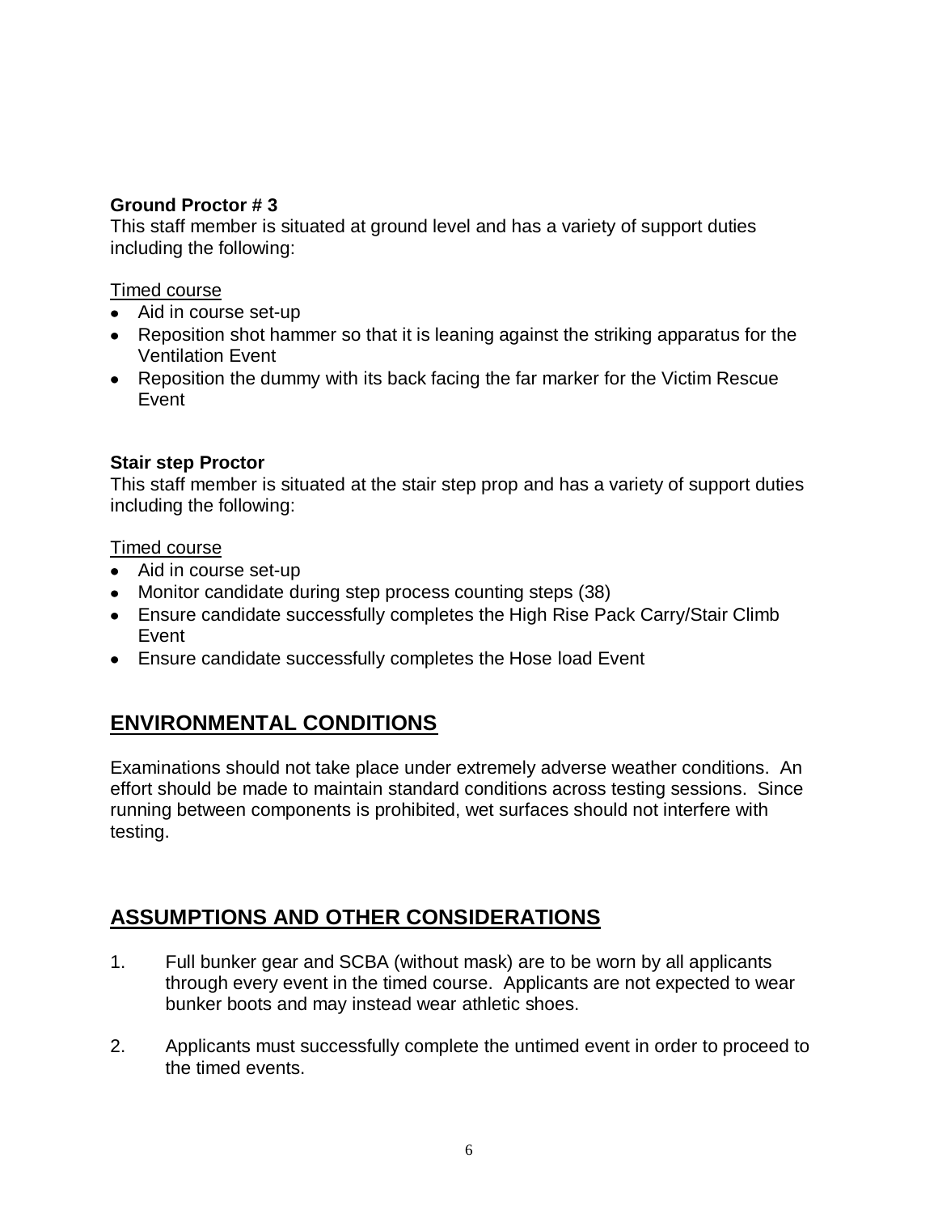**Ground Proctor # 3**

This staff member is situated at ground level and has a variety of support duties including the following:

Timed course

- Aid in course set-up
- Reposition shot hammer so that it is leaning against the striking apparatus for the Ventilation Event
- Reposition the dummy with its back facing the far marker for the Victim Rescue Event

**Stair step Proctor**

This staff member is situated at the stair step prop and has a variety of support duties including the following:

Timed course

- Aid in course set-up
- Monitor candidate during step process counting steps (38)
- Ensure candidate successfully completes the High Rise Pack Carry/Stair Climb Event
- Ensure candidate successfully completes the Hose load Event

## ENVIRONMENTAL CONDITIONS

Examinations should not take place under extremely adverse weather conditions. An effort should be made to maintain standard conditions across testing sessions. Since running between components is prohibited, wet surfaces should not interfere with testing.

## ASSUMPTIONS AND OTHER CONSIDERATIONS

1. Full bunker gear and SCBA (without mask) are to be worn by all applicants through every event in the timed course. Applicants are not expected to wear bunker boots and may instead wear athletic shoes.
2. Applicants must successfully complete the untimed event in order to proceed to the timed events.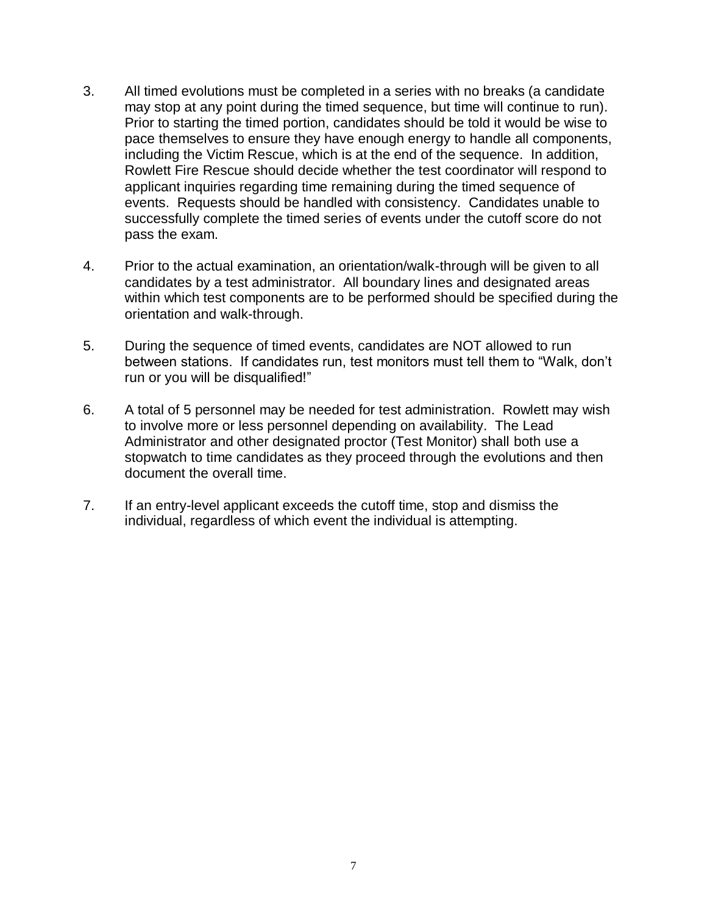3. All timed evolutions must be completed in a series with no breaks (a candidate may stop at any point during the timed sequence, but time will continue to run). Prior to starting the timed portion, candidates should be told it would be wise to pace themselves to ensure they have enough energy to handle all components, including the Victim Rescue, which is at the end of the sequence. In addition, Rowlett Fire Rescue should decide whether the test coordinator will respond to applicant inquiries regarding time remaining during the timed sequence of events. Requests should be handled with consistency. Candidates unable to successfully complete the timed series of events under the cutoff score do not pass the exam.

4. Prior to the actual examination, an orientation/walk-through will be given to all candidates by a test administrator. All boundary lines and designated areas within which test components are to be performed should be specified during the orientation and walk-through.

5. During the sequence of timed events, candidates are NOT allowed to run between stations. If candidates run, test monitors must tell them to "Walk, don't run or you will be disqualified!"

6. A total of 5 personnel may be needed for test administration. Rowlett may wish to involve more or less personnel depending on availability. The Lead Administrator and other designated proctor (Test Monitor) shall both use a stopwatch to time candidates as they proceed through the evolutions and then document the overall time.

7. If an entry-level applicant exceeds the cutoff time, stop and dismiss the individual, regardless of which event the individual is attempting.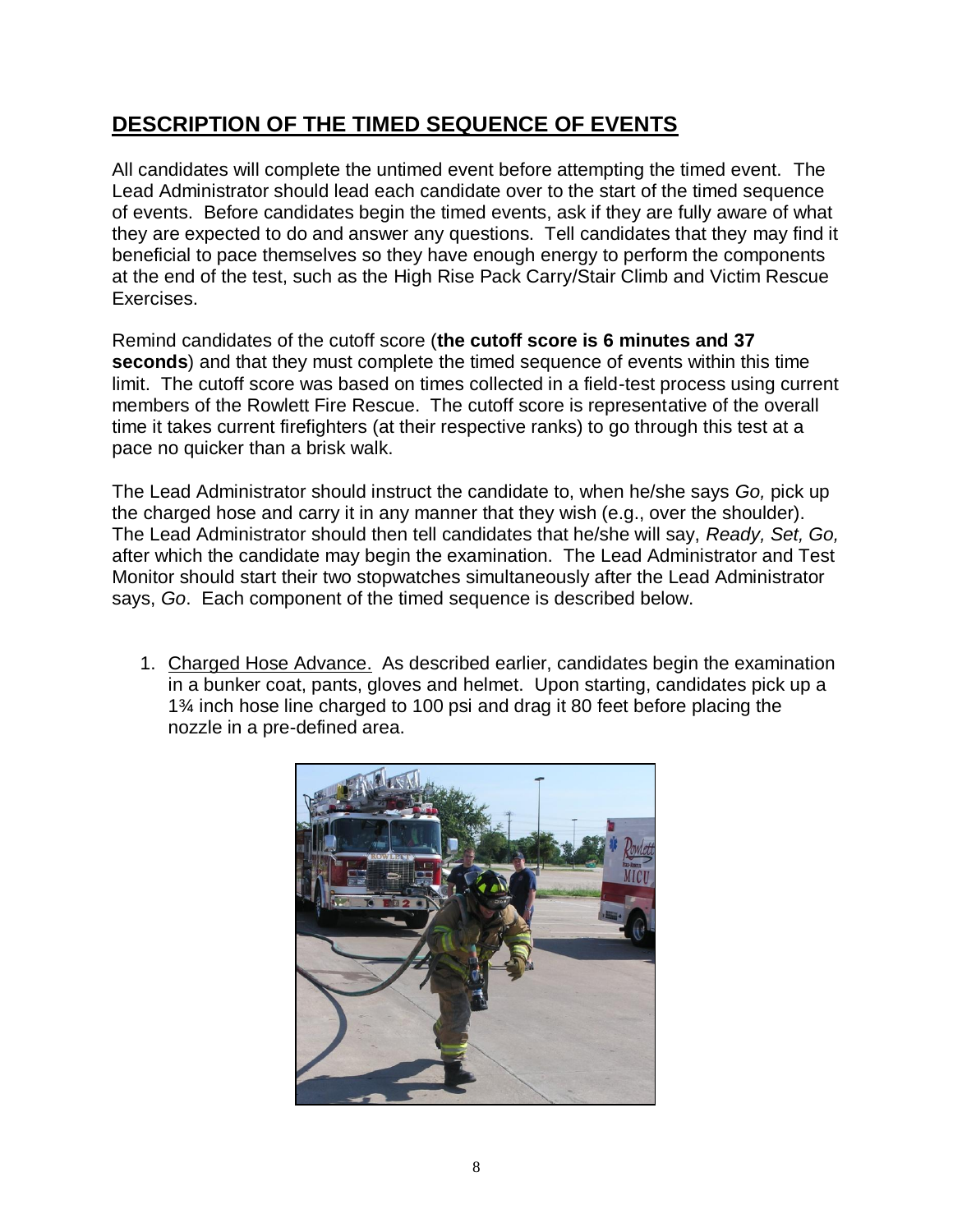## DESCRIPTION OF THE TIMED SEQUENCE OF EVENTS

All candidates will complete the untimed event before attempting the timed event. The Lead Administrator should lead each candidate over to the start of the timed sequence of events. Before candidates begin the timed events, ask if they are fully aware of what they are expected to do and answer any questions. Tell candidates that they may find it beneficial to pace themselves so they have enough energy to perform the components at the end of the test, such as the High Rise Pack Carry/Stair Climb and Victim Rescue Exercises.

Remind candidates of the cutoff score (**the cutoff score is 6 minutes and 37 seconds**) and that they must complete the timed sequence of events within this time limit. The cutoff score was based on times collected in a field-test process using current members of the Rowlett Fire Rescue. The cutoff score is representative of the overall time it takes current firefighters (at their respective ranks) to go through this test at a pace no quicker than a brisk walk.

The Lead Administrator should instruct the candidate to, when he/she says *Go,* pick up the charged hose and carry it in any manner that they wish (e.g., over the shoulder). The Lead Administrator should then tell candidates that he/she will say, *Ready, Set, Go,* after which the candidate may begin the examination. The Lead Administrator and Test Monitor should start their two stopwatches simultaneously after the Lead Administrator says, *Go*. Each component of the timed sequence is described below.

1. Charged Hose Advance. As described earlier, candidates begin the examination in a bunker coat, pants, gloves and helmet. Upon starting, candidates pick up a 1¾ inch hose line charged to 100 psi and drag it 80 feet before placing the nozzle in a pre-defined area.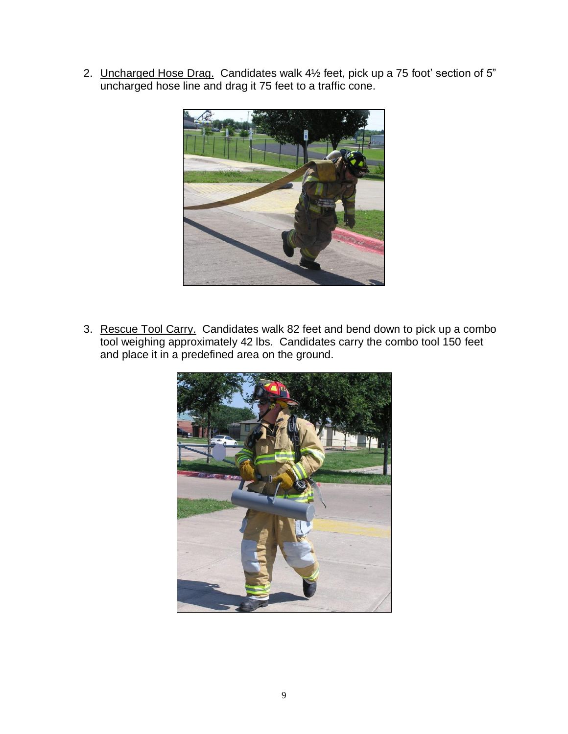2. <u>Uncharged Hose Drag.</u> Candidates walk 4½ feet, pick up a 75 foot' section of 5" uncharged hose line and drag it 75 feet to a traffic cone.

3. <u>Rescue Tool Carry.</u> Candidates walk 82 feet and bend down to pick up a combo tool weighing approximately 42 lbs. Candidates carry the combo tool 150 feet and place it in a predefined area on the ground.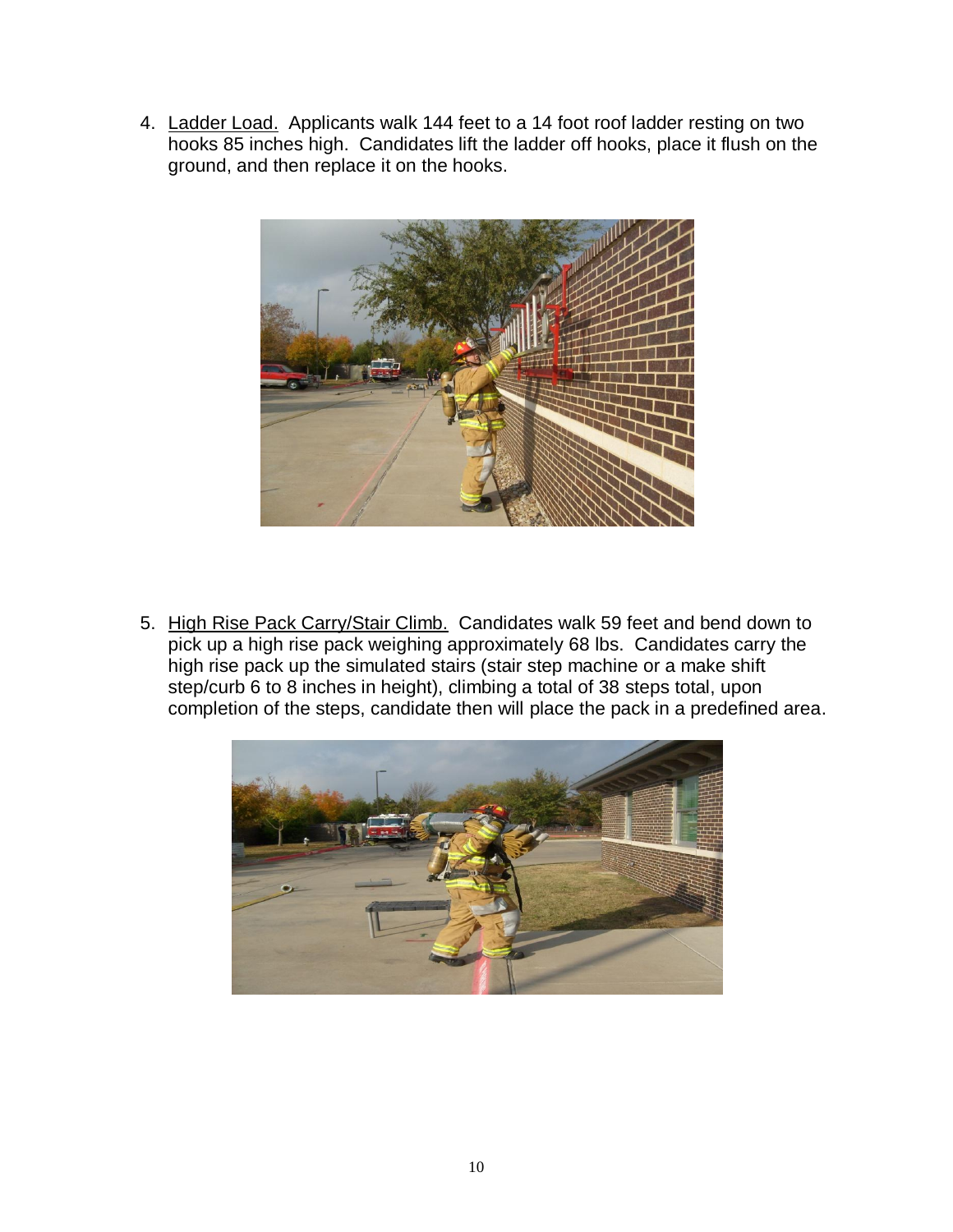4. Ladder Load. Applicants walk 144 feet to a 14 foot roof ladder resting on two hooks 85 inches high. Candidates lift the ladder off hooks, place it flush on the ground, and then replace it on the hooks.

5. High Rise Pack Carry/Stair Climb. Candidates walk 59 feet and bend down to pick up a high rise pack weighing approximately 68 lbs. Candidates carry the high rise pack up the simulated stairs (stair step machine or a make shift step/curb 6 to 8 inches in height), climbing a total of 38 steps total, upon completion of the steps, candidate then will place the pack in a predefined area.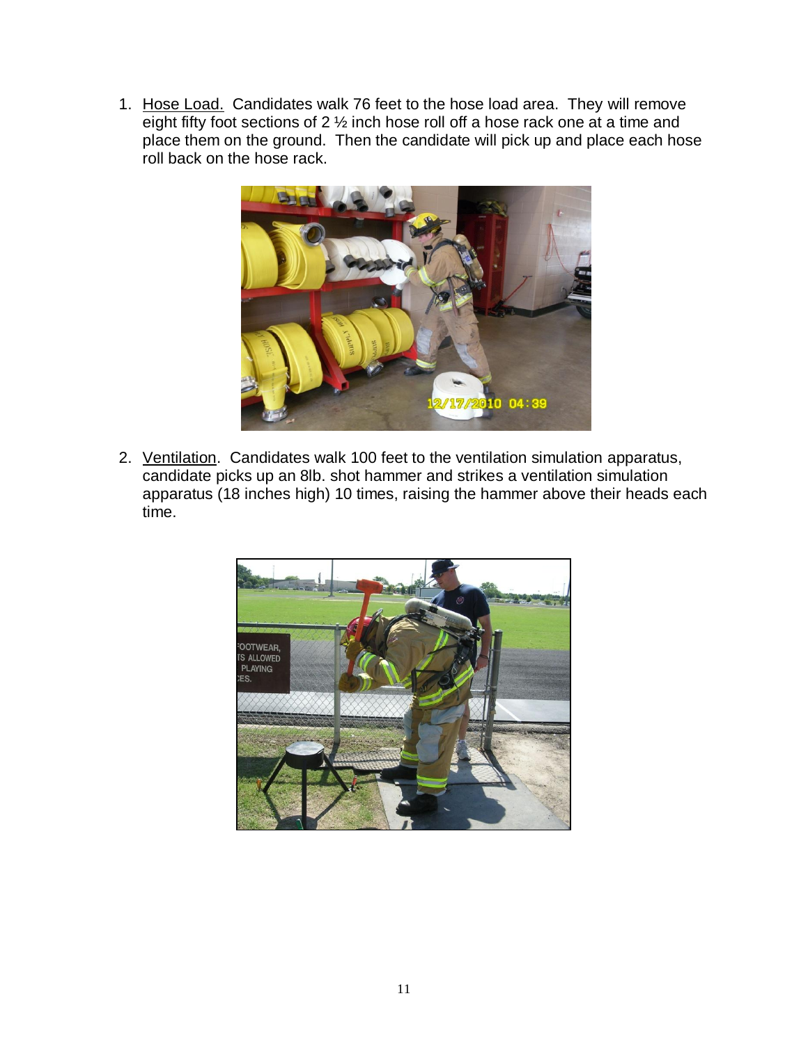1. Hose Load. Candidates walk 76 feet to the hose load area. They will remove eight fifty foot sections of 2 ½ inch hose roll off a hose rack one at a time and place them on the ground. Then the candidate will pick up and place each hose roll back on the hose rack.

2. Ventilation. Candidates walk 100 feet to the ventilation simulation apparatus, candidate picks up an 8lb. shot hammer and strikes a ventilation simulation apparatus (18 inches high) 10 times, raising the hammer above their heads each time.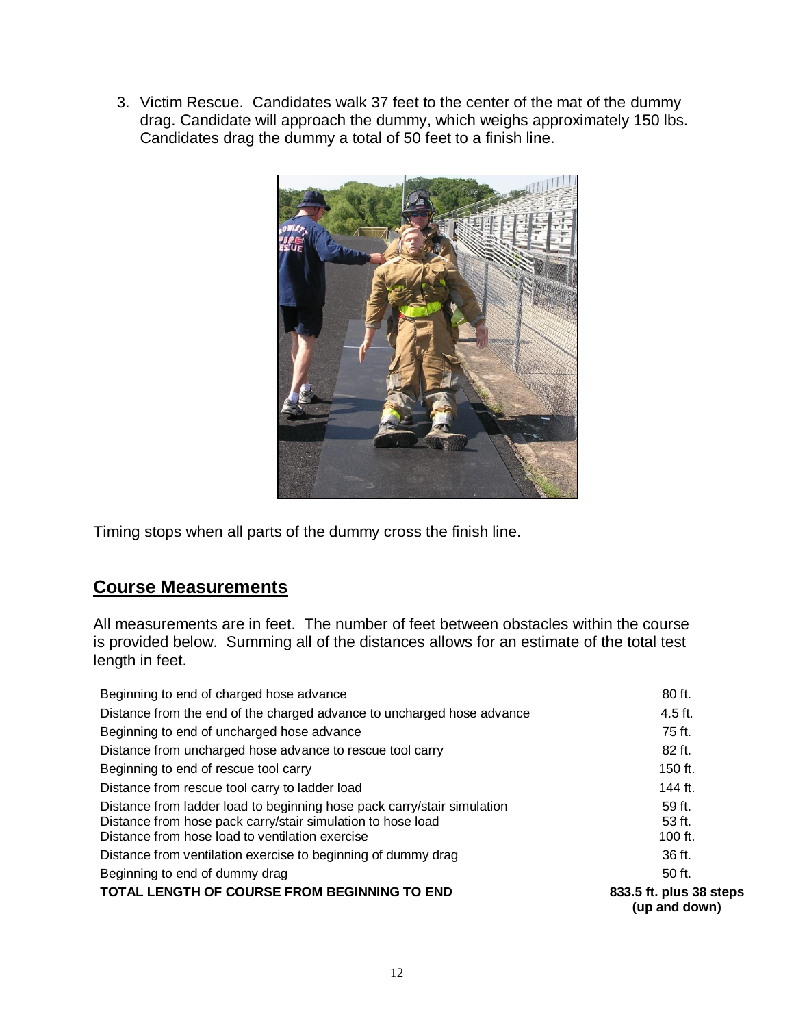3. Victim Rescue. Candidates walk 37 feet to the center of the mat of the dummy drag. Candidate will approach the dummy, which weighs approximately 150 lbs. Candidates drag the dummy a total of 50 feet to a finish line.

Timing stops when all parts of the dummy cross the finish line.

## Course Measurements

All measurements are in feet. The number of feet between obstacles within the course is provided below. Summing all of the distances allows for an estimate of the total test length in feet.

| | |
|---|---|
| Beginning to end of charged hose advance | 80 ft. |
| Distance from the end of the charged advance to uncharged hose advance | 4.5 ft. |
| Beginning to end of uncharged hose advance | 75 ft. |
| Distance from uncharged hose advance to rescue tool carry | 82 ft. |
| Beginning to end of rescue tool carry | 150 ft. |
| Distance from rescue tool carry to ladder load | 144 ft. |
| Distance from ladder load to beginning hose pack carry/stair simulation | 59 ft. |
| Distance from hose pack carry/stair simulation to hose load | 53 ft. |
| Distance from hose load to ventilation exercise | 100 ft. |
| Distance from ventilation exercise to beginning of dummy drag | 36 ft. |
| Beginning to end of dummy drag | 50 ft. |
| **TOTAL LENGTH OF COURSE FROM BEGINNING TO END** | **833.5 ft. plus 38 steps (up and down)** |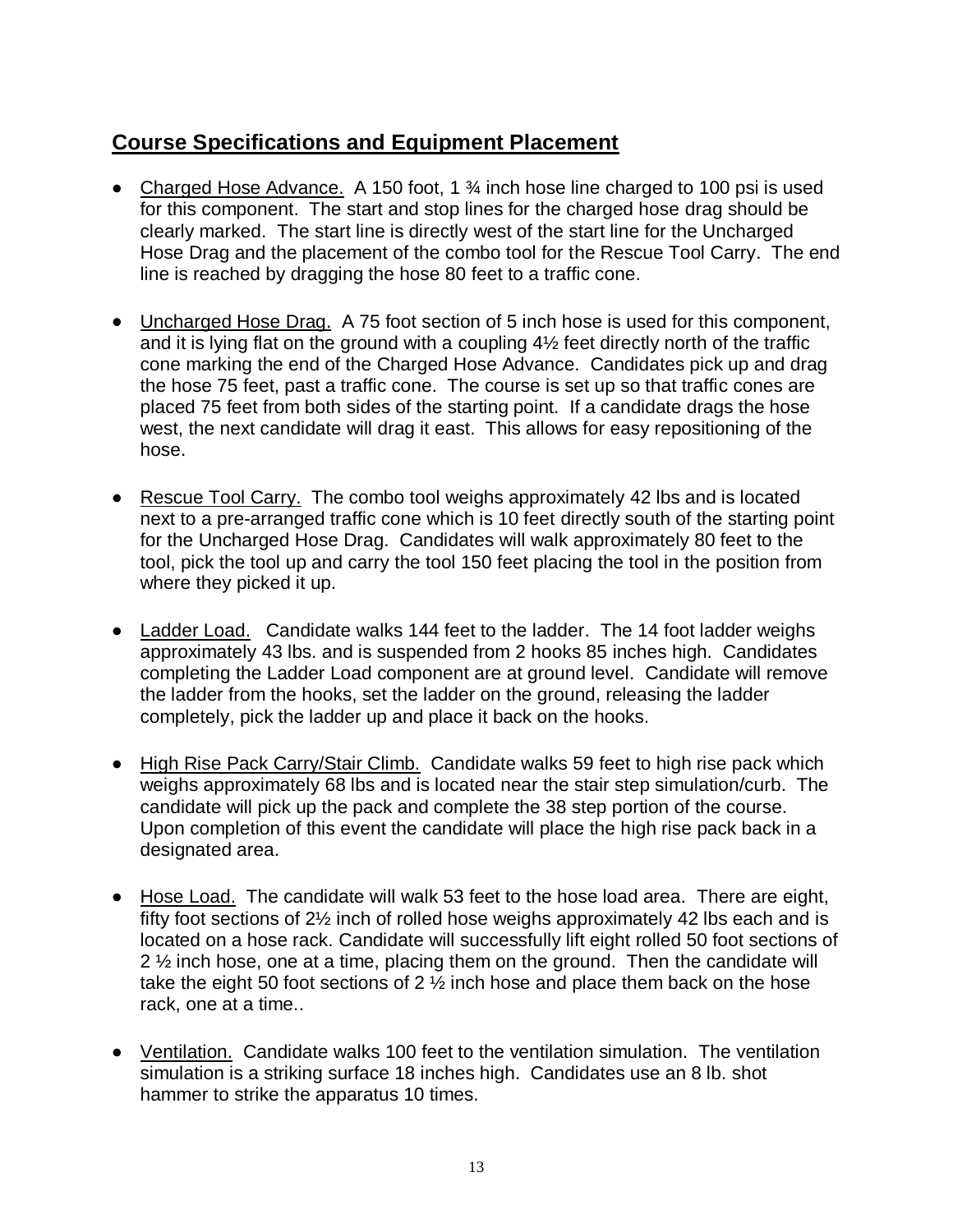## Course Specifications and Equipment Placement

- Charged Hose Advance. A 150 foot, 1 ¾ inch hose line charged to 100 psi is used for this component. The start and stop lines for the charged hose drag should be clearly marked. The start line is directly west of the start line for the Uncharged Hose Drag and the placement of the combo tool for the Rescue Tool Carry. The end line is reached by dragging the hose 80 feet to a traffic cone.

- Uncharged Hose Drag. A 75 foot section of 5 inch hose is used for this component, and it is lying flat on the ground with a coupling 4½ feet directly north of the traffic cone marking the end of the Charged Hose Advance. Candidates pick up and drag the hose 75 feet, past a traffic cone. The course is set up so that traffic cones are placed 75 feet from both sides of the starting point. If a candidate drags the hose west, the next candidate will drag it east. This allows for easy repositioning of the hose.

- Rescue Tool Carry. The combo tool weighs approximately 42 lbs and is located next to a pre-arranged traffic cone which is 10 feet directly south of the starting point for the Uncharged Hose Drag. Candidates will walk approximately 80 feet to the tool, pick the tool up and carry the tool 150 feet placing the tool in the position from where they picked it up.

- Ladder Load. Candidate walks 144 feet to the ladder. The 14 foot ladder weighs approximately 43 lbs. and is suspended from 2 hooks 85 inches high. Candidates completing the Ladder Load component are at ground level. Candidate will remove the ladder from the hooks, set the ladder on the ground, releasing the ladder completely, pick the ladder up and place it back on the hooks.

- High Rise Pack Carry/Stair Climb. Candidate walks 59 feet to high rise pack which weighs approximately 68 lbs and is located near the stair step simulation/curb. The candidate will pick up the pack and complete the 38 step portion of the course. Upon completion of this event the candidate will place the high rise pack back in a designated area.

- Hose Load. The candidate will walk 53 feet to the hose load area. There are eight, fifty foot sections of 2½ inch of rolled hose weighs approximately 42 lbs each and is located on a hose rack. Candidate will successfully lift eight rolled 50 foot sections of 2 ½ inch hose, one at a time, placing them on the ground. Then the candidate will take the eight 50 foot sections of 2 ½ inch hose and place them back on the hose rack, one at a time..

- Ventilation. Candidate walks 100 feet to the ventilation simulation. The ventilation simulation is a striking surface 18 inches high. Candidates use an 8 lb. shot hammer to strike the apparatus 10 times.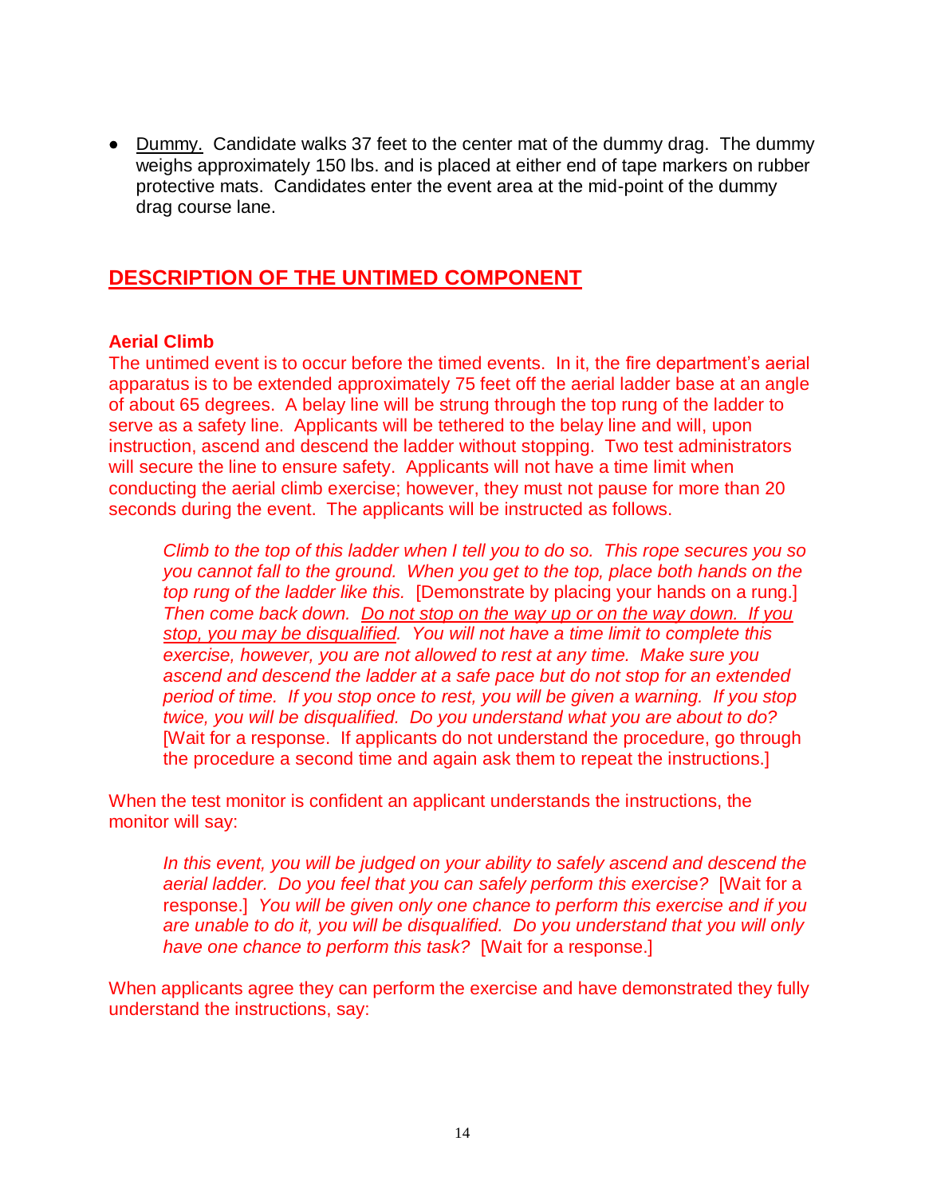- Dummy. Candidate walks 37 feet to the center mat of the dummy drag. The dummy weighs approximately 150 lbs. and is placed at either end of tape markers on rubber protective mats. Candidates enter the event area at the mid-point of the dummy drag course lane.

## DESCRIPTION OF THE UNTIMED COMPONENT

### Aerial Climb

The untimed event is to occur before the timed events. In it, the fire department's aerial apparatus is to be extended approximately 75 feet off the aerial ladder base at an angle of about 65 degrees. A belay line will be strung through the top rung of the ladder to serve as a safety line. Applicants will be tethered to the belay line and will, upon instruction, ascend and descend the ladder without stopping. Two test administrators will secure the line to ensure safety. Applicants will not have a time limit when conducting the aerial climb exercise; however, they must not pause for more than 20 seconds during the event. The applicants will be instructed as follows.

> *Climb to the top of this ladder when I tell you to do so. This rope secures you so you cannot fall to the ground. When you get to the top, place both hands on the top rung of the ladder like this.* [Demonstrate by placing your hands on a rung.] *Then come back down. Do not stop on the way up or on the way down. If you stop, you may be disqualified. You will not have a time limit to complete this exercise, however, you are not allowed to rest at any time. Make sure you ascend and descend the ladder at a safe pace but do not stop for an extended period of time. If you stop once to rest, you will be given a warning. If you stop twice, you will be disqualified. Do you understand what you are about to do?* [Wait for a response. If applicants do not understand the procedure, go through the procedure a second time and again ask them to repeat the instructions.]

When the test monitor is confident an applicant understands the instructions, the monitor will say:

> *In this event, you will be judged on your ability to safely ascend and descend the aerial ladder. Do you feel that you can safely perform this exercise?* [Wait for a response.] *You will be given only one chance to perform this exercise and if you are unable to do it, you will be disqualified. Do you understand that you will only have one chance to perform this task?* [Wait for a response.]

When applicants agree they can perform the exercise and have demonstrated they fully understand the instructions, say: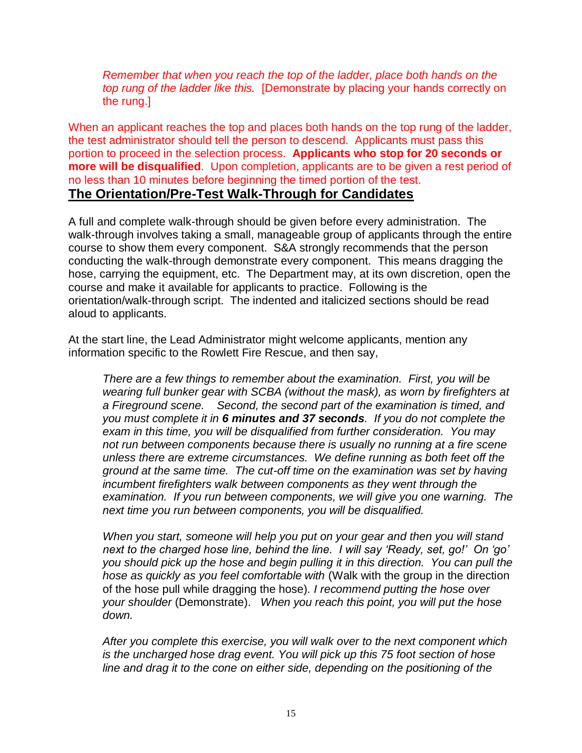> *Remember that when you reach the top of the ladder, place both hands on the top rung of the ladder like this.* [Demonstrate by placing your hands correctly on the rung.]

When an applicant reaches the top and places both hands on the top rung of the ladder, the test administrator should tell the person to descend. Applicants must pass this portion to proceed in the selection process. **Applicants who stop for 20 seconds or more will be disqualified**. Upon completion, applicants are to be given a rest period of no less than 10 minutes before beginning the timed portion of the test.

## The Orientation/Pre-Test Walk-Through for Candidates

A full and complete walk-through should be given before every administration. The walk-through involves taking a small, manageable group of applicants through the entire course to show them every component. S&A strongly recommends that the person conducting the walk-through demonstrate every component. This means dragging the hose, carrying the equipment, etc. The Department may, at its own discretion, open the course and make it available for applicants to practice. Following is the orientation/walk-through script. The indented and italicized sections should be read aloud to applicants.

At the start line, the Lead Administrator might welcome applicants, mention any information specific to the Rowlett Fire Rescue, and then say,

> *There are a few things to remember about the examination. First, you will be wearing full bunker gear with SCBA (without the mask), as worn by firefighters at a Fireground scene. Second, the second part of the examination is timed, and you must complete it in **6 minutes and 37 seconds**. If you do not complete the exam in this time, you will be disqualified from further consideration. You may not run between components because there is usually no running at a fire scene unless there are extreme circumstances. We define running as both feet off the ground at the same time. The cut-off time on the examination was set by having incumbent firefighters walk between components as they went through the examination. If you run between components, we will give you one warning. The next time you run between components, you will be disqualified.*
>
> *When you start, someone will help you put on your gear and then you will stand next to the charged hose line, behind the line. I will say 'Ready, set, go!' On 'go' you should pick up the hose and begin pulling it in this direction. You can pull the hose as quickly as you feel comfortable with* (Walk with the group in the direction of the hose pull while dragging the hose). *I recommend putting the hose over your shoulder* (Demonstrate). *When you reach this point, you will put the hose down.*
>
> *After you complete this exercise, you will walk over to the next component which is the uncharged hose drag event. You will pick up this 75 foot section of hose line and drag it to the cone on either side, depending on the positioning of the*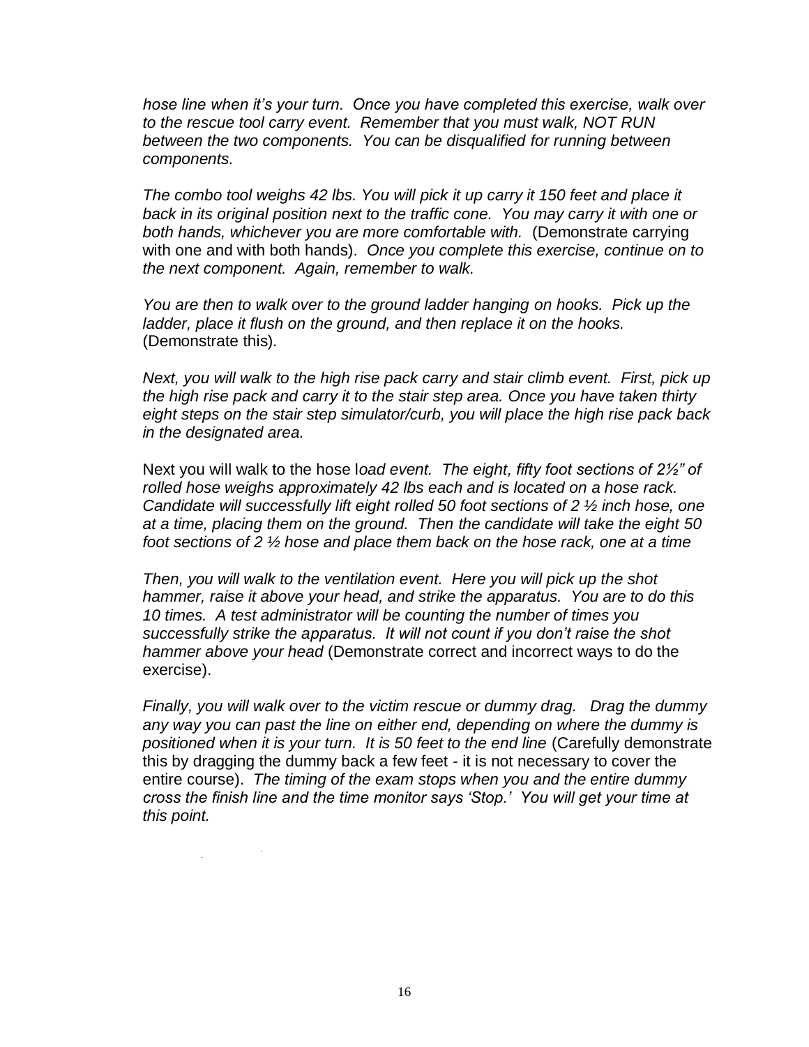*hose line when it's your turn. Once you have completed this exercise, walk over to the rescue tool carry event. Remember that you must walk, NOT RUN between the two components. You can be disqualified for running between components.*

*The combo tool weighs 42 lbs. You will pick it up carry it 150 feet and place it back in its original position next to the traffic cone. You may carry it with one or both hands, whichever you are more comfortable with.* (Demonstrate carrying with one and with both hands). *Once you complete this exercise, continue on to the next component. Again, remember to walk.*

*You are then to walk over to the ground ladder hanging on hooks. Pick up the ladder, place it flush on the ground, and then replace it on the hooks.* (Demonstrate this).

*Next, you will walk to the high rise pack carry and stair climb event. First, pick up the high rise pack and carry it to the stair step area. Once you have taken thirty eight steps on the stair step simulator/curb, you will place the high rise pack back in the designated area.*

Next you will walk to the hose l*oad event. The eight, fifty foot sections of 2½" of rolled hose weighs approximately 42 lbs each and is located on a hose rack. Candidate will successfully lift eight rolled 50 foot sections of 2 ½ inch hose, one at a time, placing them on the ground. Then the candidate will take the eight 50 foot sections of 2 ½ hose and place them back on the hose rack, one at a time*

*Then, you will walk to the ventilation event. Here you will pick up the shot hammer, raise it above your head, and strike the apparatus. You are to do this 10 times. A test administrator will be counting the number of times you successfully strike the apparatus. It will not count if you don't raise the shot hammer above your head* (Demonstrate correct and incorrect ways to do the exercise).

*Finally, you will walk over to the victim rescue or dummy drag. Drag the dummy any way you can past the line on either end, depending on where the dummy is positioned when it is your turn. It is 50 feet to the end line* (Carefully demonstrate this by dragging the dummy back a few feet - it is not necessary to cover the entire course). *The timing of the exam stops when you and the entire dummy cross the finish line and the time monitor says 'Stop.' You will get your time at this point.*